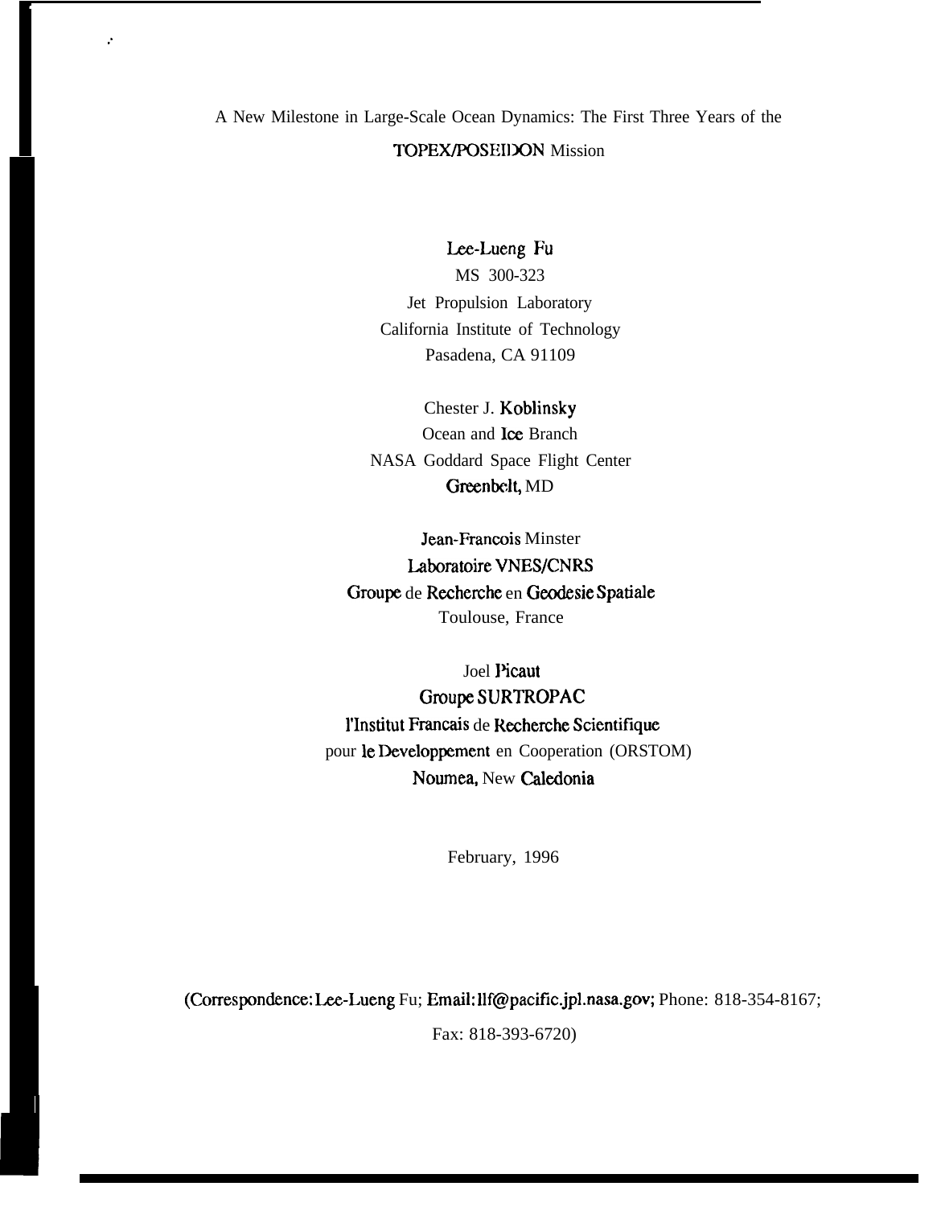# A New Milestone in Large-Scale Ocean Dynamics: The First Three Years of the TOPEX/POSEIDON Mission

Lee-Lueng Fu
MS 300-323
Jet Propulsion Laboratory
California Institute of Technology
Pasadena, CA 91109

Chester J. Koblinsky
Ocean and Ice Branch
NASA Goddard Space Flight Center
Greenbelt, MD

Jean-Francois Minster
Laboratoire VNES/CNRS
Groupe de Recherche en Geodesie Spatiale
Toulouse, France

Joel Picaut
Groupe SURTROPAC
l'Institut Francais de Recherche Scientifique
pour le Developpement en Cooperation (ORSTOM)
Noumea, New Caledonia

February, 1996

(Correspondence: Lee-Lueng Fu; Email: llf@pacific.jpl.nasa.gov; Phone: 818-354-8167;
Fax: 818-393-6720)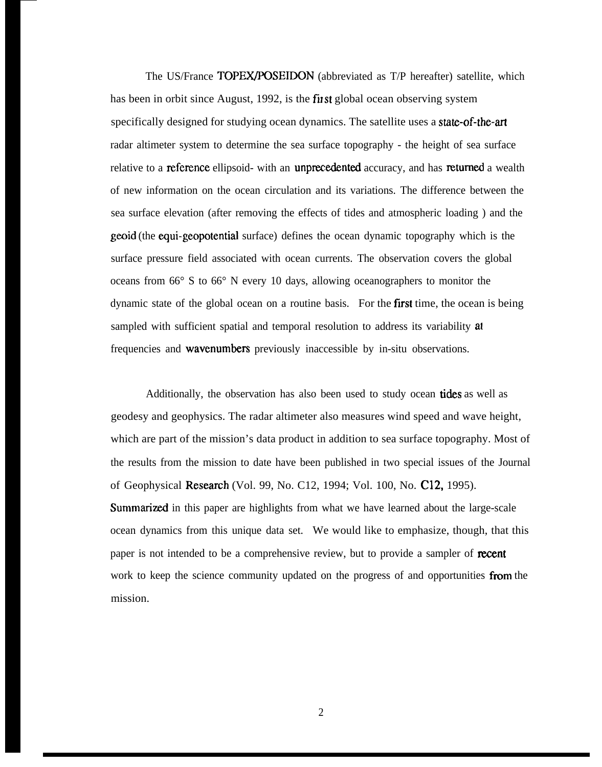The US/France TOPEX/POSEIDON (abbreviated as T/P hereafter) satellite, which has been in orbit since August, 1992, is the first global ocean observing system specifically designed for studying ocean dynamics. The satellite uses a state-of-the-art radar altimeter system to determine the sea surface topography - the height of sea surface relative to a reference ellipsoid- with an unprecedented accuracy, and has returned a wealth of new information on the ocean circulation and its variations. The difference between the sea surface elevation (after removing the effects of tides and atmospheric loading ) and the geoid (the equi-geopotential surface) defines the ocean dynamic topography which is the surface pressure field associated with ocean currents. The observation covers the global oceans from 66° S to 66° N every 10 days, allowing oceanographers to monitor the dynamic state of the global ocean on a routine basis. For the first time, the ocean is being sampled with sufficient spatial and temporal resolution to address its variability at frequencies and wavenumbers previously inaccessible by in-situ observations.

Additionally, the observation has also been used to study ocean tides as well as geodesy and geophysics. The radar altimeter also measures wind speed and wave height, which are part of the mission's data product in addition to sea surface topography. Most of the results from the mission to date have been published in two special issues of the Journal of Geophysical Research (Vol. 99, No. C12, 1994; Vol. 100, No. C12, 1995). Summarized in this paper are highlights from what we have learned about the large-scale ocean dynamics from this unique data set. We would like to emphasize, though, that this paper is not intended to be a comprehensive review, but to provide a sampler of recent work to keep the science community updated on the progress of and opportunities from the mission.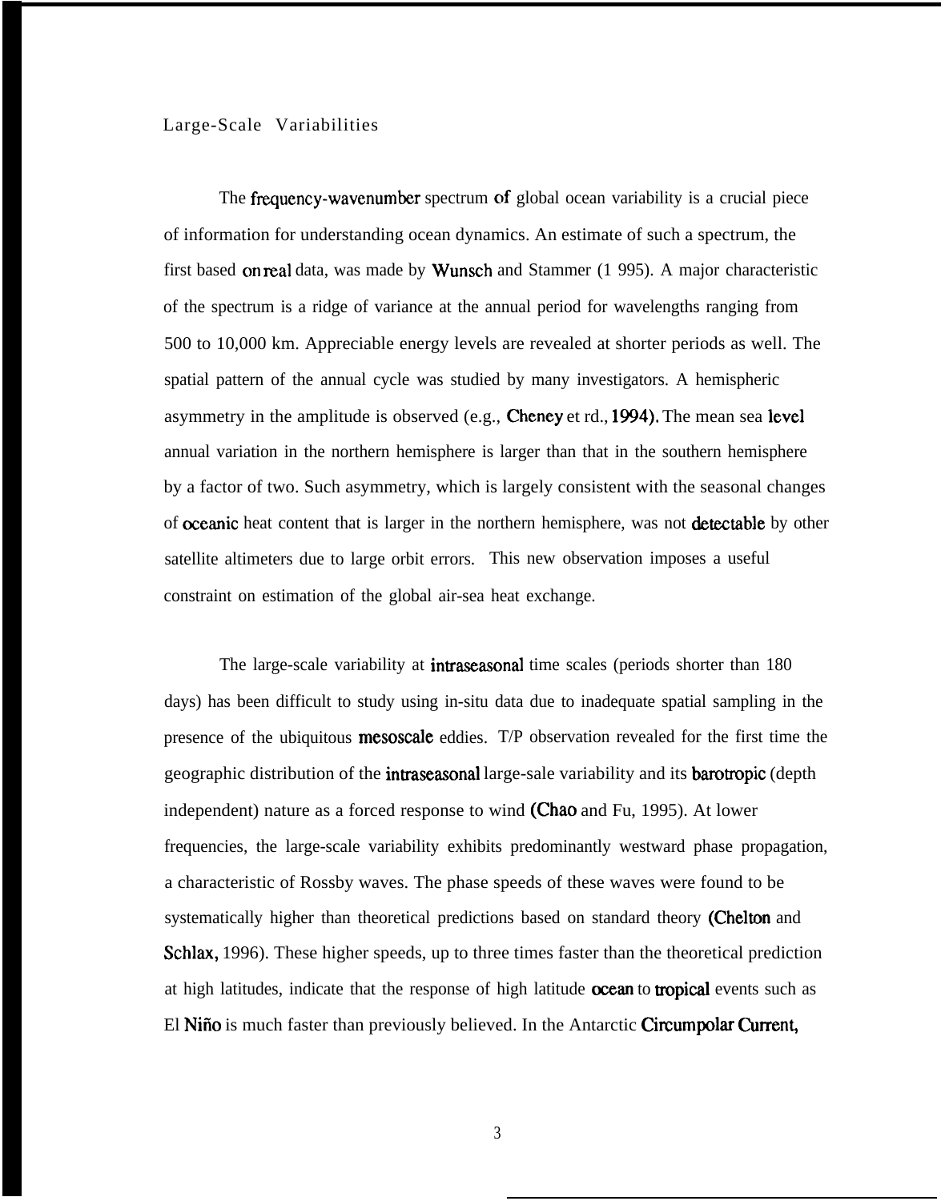Large-Scale Variabilities

The frequency-wavenumber spectrum of global ocean variability is a crucial piece of information for understanding ocean dynamics. An estimate of such a spectrum, the first based on real data, was made by Wunsch and Stammer (1 995). A major characteristic of the spectrum is a ridge of variance at the annual period for wavelengths ranging from 500 to 10,000 km. Appreciable energy levels are revealed at shorter periods as well. The spatial pattern of the annual cycle was studied by many investigators. A hemispheric asymmetry in the amplitude is observed (e.g., Cheney et rd., 1994). The mean sea level annual variation in the northern hemisphere is larger than that in the southern hemisphere by a factor of two. Such asymmetry, which is largely consistent with the seasonal changes of oceanic heat content that is larger in the northern hemisphere, was not detectable by other satellite altimeters due to large orbit errors. This new observation imposes a useful constraint on estimation of the global air-sea heat exchange.

The large-scale variability at intraseasonal time scales (periods shorter than 180 days) has been difficult to study using in-situ data due to inadequate spatial sampling in the presence of the ubiquitous mesoscale eddies. T/P observation revealed for the first time the geographic distribution of the intraseasonal large-sale variability and its barotropic (depth independent) nature as a forced response to wind (Chao and Fu, 1995). At lower frequencies, the large-scale variability exhibits predominantly westward phase propagation, a characteristic of Rossby waves. The phase speeds of these waves were found to be systematically higher than theoretical predictions based on standard theory (Chelton and Schlax, 1996). These higher speeds, up to three times faster than the theoretical prediction at high latitudes, indicate that the response of high latitude ocean to tropical events such as El Niño is much faster than previously believed. In the Antarctic Circumpolar Current,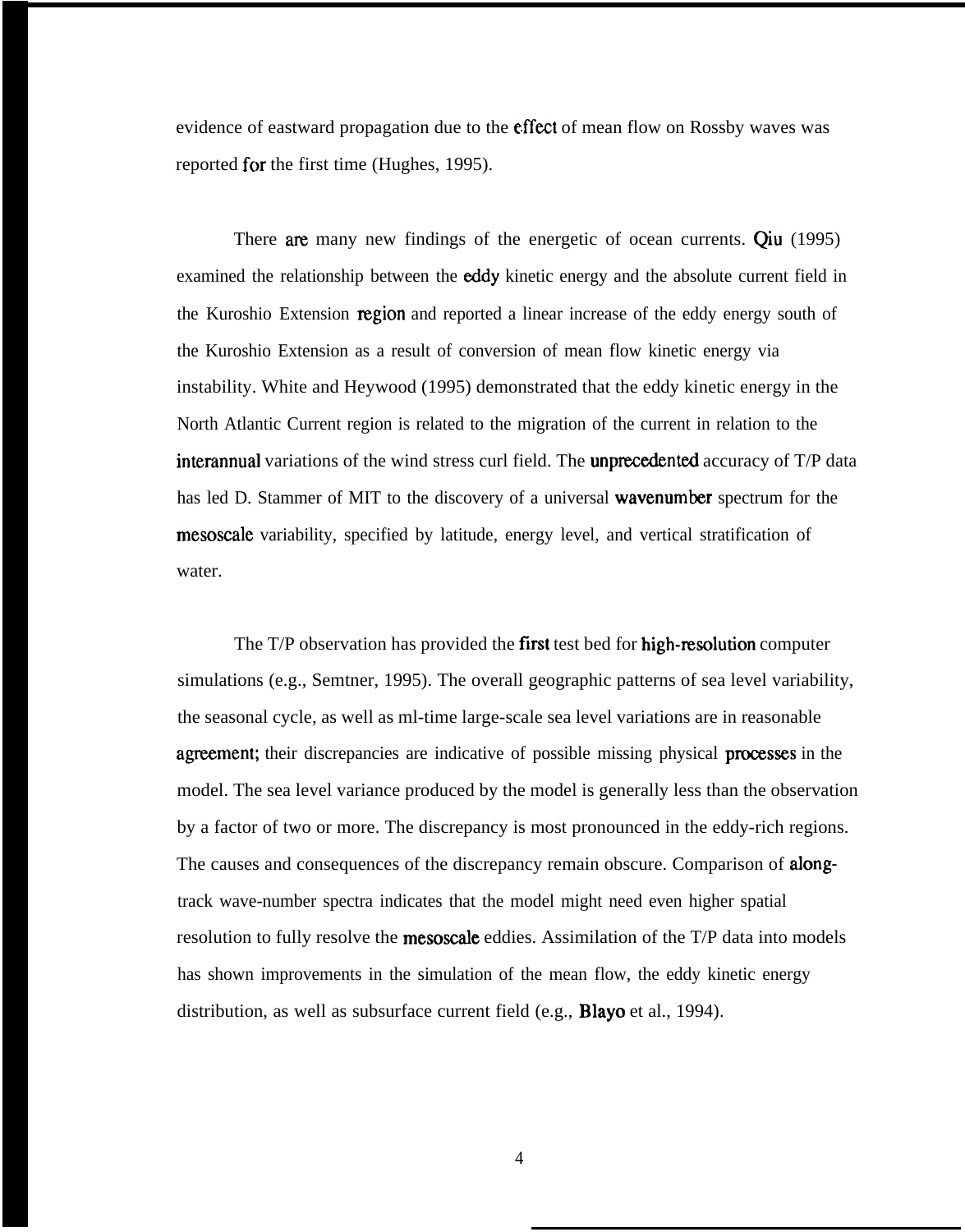evidence of eastward propagation due to the effect of mean flow on Rossby waves was reported for the first time (Hughes, 1995).

There are many new findings of the energetic of ocean currents. Qiu (1995) examined the relationship between the eddy kinetic energy and the absolute current field in the Kuroshio Extension region and reported a linear increase of the eddy energy south of the Kuroshio Extension as a result of conversion of mean flow kinetic energy via instability. White and Heywood (1995) demonstrated that the eddy kinetic energy in the North Atlantic Current region is related to the migration of the current in relation to the interannual variations of the wind stress curl field. The unprecedented accuracy of T/P data has led D. Stammer of MIT to the discovery of a universal wavenumber spectrum for the mesoscale variability, specified by latitude, energy level, and vertical stratification of water.

The T/P observation has provided the first test bed for high-resolution computer simulations (e.g., Semtner, 1995). The overall geographic patterns of sea level variability, the seasonal cycle, as well as ml-time large-scale sea level variations are in reasonable agreement; their discrepancies are indicative of possible missing physical processes in the model. The sea level variance produced by the model is generally less than the observation by a factor of two or more. The discrepancy is most pronounced in the eddy-rich regions. The causes and consequences of the discrepancy remain obscure. Comparison of along-track wave-number spectra indicates that the model might need even higher spatial resolution to fully resolve the mesoscale eddies. Assimilation of the T/P data into models has shown improvements in the simulation of the mean flow, the eddy kinetic energy distribution, as well as subsurface current field (e.g., Blayo et al., 1994).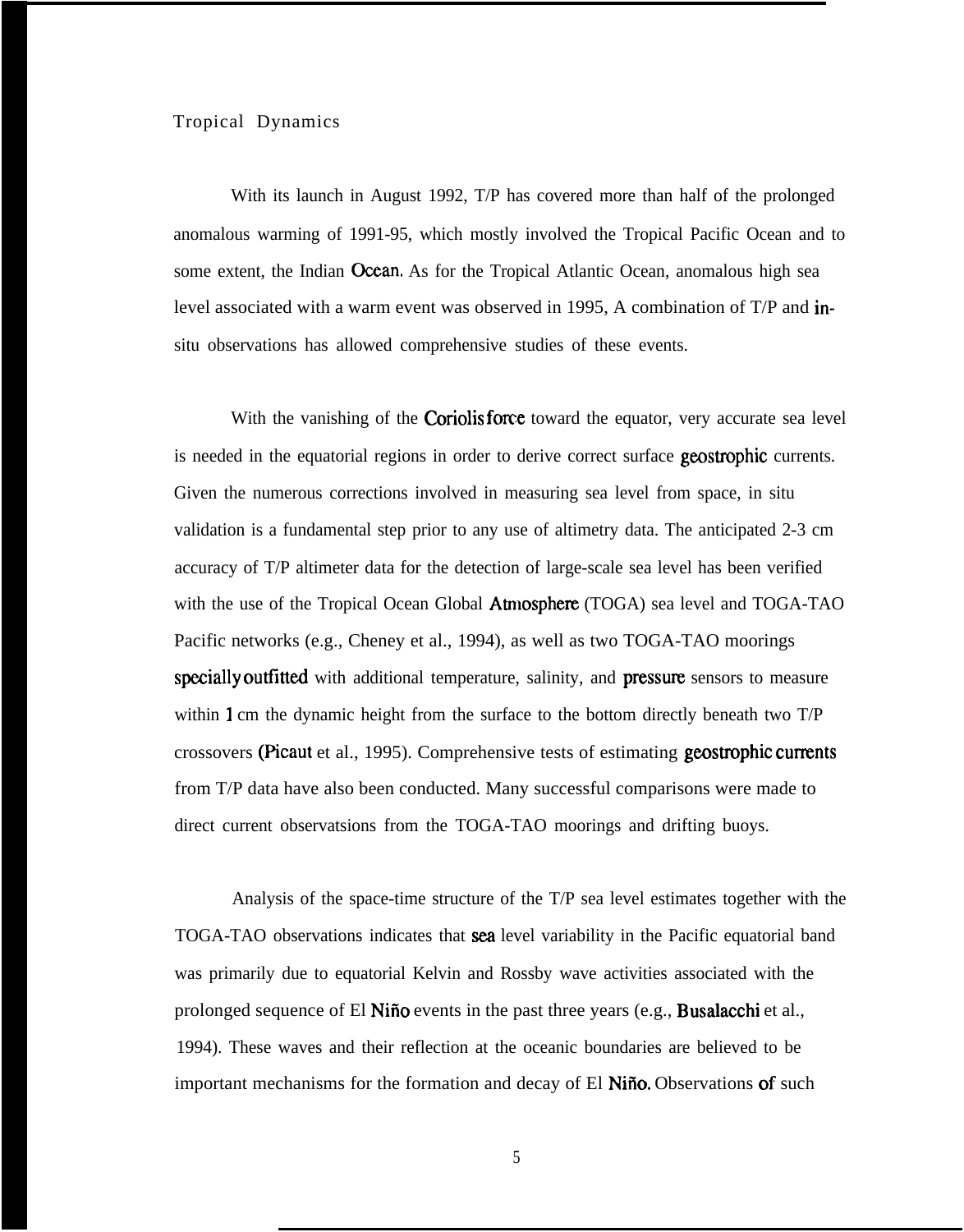## Tropical Dynamics

With its launch in August 1992, T/P has covered more than half of the prolonged anomalous warming of 1991-95, which mostly involved the Tropical Pacific Ocean and to some extent, the Indian Ocean. As for the Tropical Atlantic Ocean, anomalous high sea level associated with a warm event was observed in 1995, A combination of T/P and in-situ observations has allowed comprehensive studies of these events.

With the vanishing of the Coriolis force toward the equator, very accurate sea level is needed in the equatorial regions in order to derive correct surface geostrophic currents. Given the numerous corrections involved in measuring sea level from space, in situ validation is a fundamental step prior to any use of altimetry data. The anticipated 2-3 cm accuracy of T/P altimeter data for the detection of large-scale sea level has been verified with the use of the Tropical Ocean Global Atmosphere (TOGA) sea level and TOGA-TAO Pacific networks (e.g., Cheney et al., 1994), as well as two TOGA-TAO moorings specially outfitted with additional temperature, salinity, and pressure sensors to measure within 1 cm the dynamic height from the surface to the bottom directly beneath two T/P crossovers (Picaut et al., 1995). Comprehensive tests of estimating geostrophic currents from T/P data have also been conducted. Many successful comparisons were made to direct current observatsions from the TOGA-TAO moorings and drifting buoys.

Analysis of the space-time structure of the T/P sea level estimates together with the TOGA-TAO observations indicates that sea level variability in the Pacific equatorial band was primarily due to equatorial Kelvin and Rossby wave activities associated with the prolonged sequence of El Niño events in the past three years (e.g., Busalacchi et al., 1994). These waves and their reflection at the oceanic boundaries are believed to be important mechanisms for the formation and decay of El Niño. Observations of such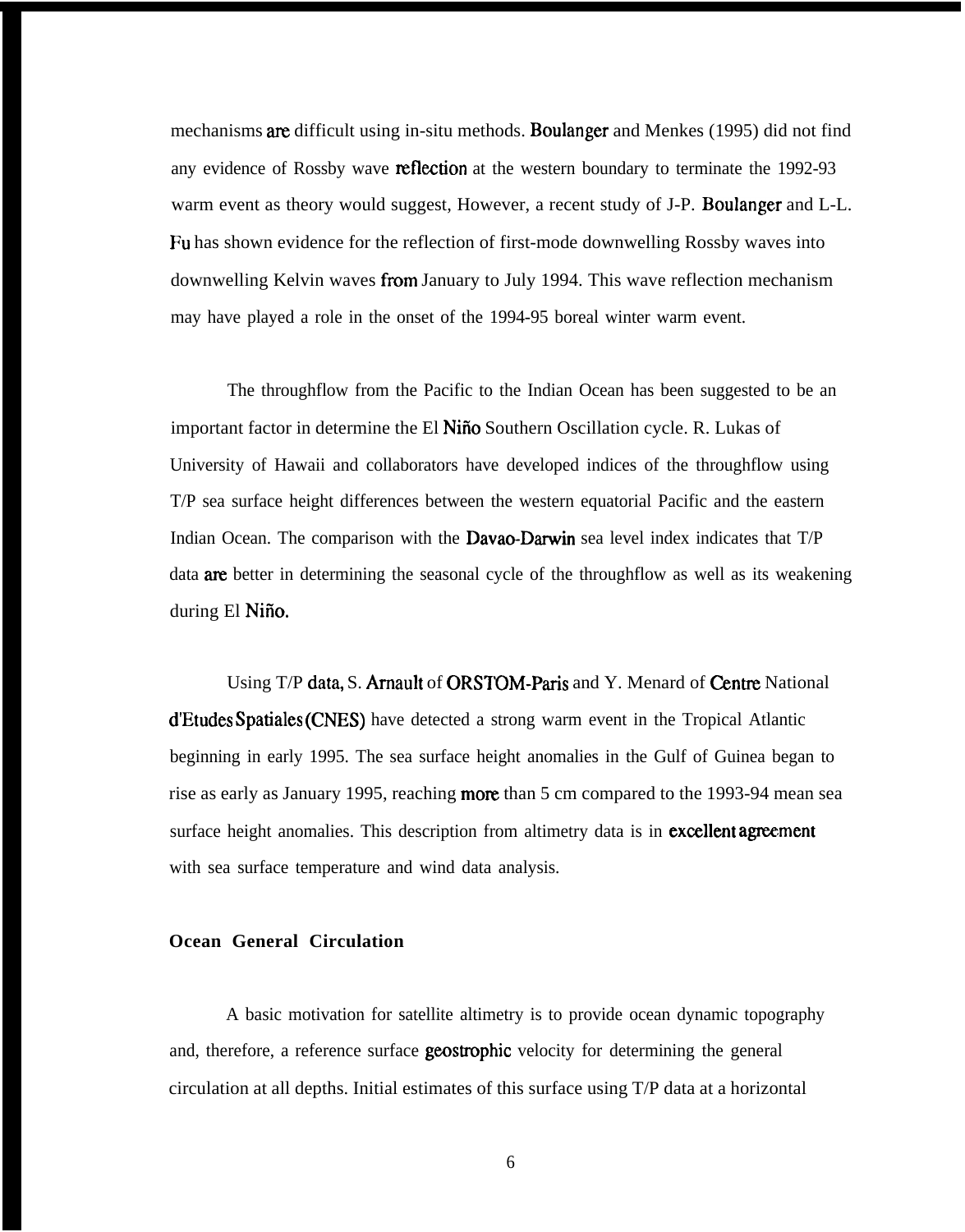mechanisms are difficult using in-situ methods. Boulanger and Menkes (1995) did not find any evidence of Rossby wave reflection at the western boundary to terminate the 1992-93 warm event as theory would suggest, However, a recent study of J-P. Boulanger and L-L. Fu has shown evidence for the reflection of first-mode downwelling Rossby waves into downwelling Kelvin waves from January to July 1994. This wave reflection mechanism may have played a role in the onset of the 1994-95 boreal winter warm event.

The throughflow from the Pacific to the Indian Ocean has been suggested to be an important factor in determine the El Niño Southern Oscillation cycle. R. Lukas of University of Hawaii and collaborators have developed indices of the throughflow using T/P sea surface height differences between the western equatorial Pacific and the eastern Indian Ocean. The comparison with the Davao-Darwin sea level index indicates that T/P data are better in determining the seasonal cycle of the throughflow as well as its weakening during El Niño.

Using T/P data, S. Arnault of ORSTOM-Paris and Y. Menard of Centre National d'Etudes Spatiales (CNES) have detected a strong warm event in the Tropical Atlantic beginning in early 1995. The sea surface height anomalies in the Gulf of Guinea began to rise as early as January 1995, reaching more than 5 cm compared to the 1993-94 mean sea surface height anomalies. This description from altimetry data is in excellent agreement with sea surface temperature and wind data analysis.

**Ocean General Circulation**

A basic motivation for satellite altimetry is to provide ocean dynamic topography and, therefore, a reference surface geostrophic velocity for determining the general circulation at all depths. Initial estimates of this surface using T/P data at a horizontal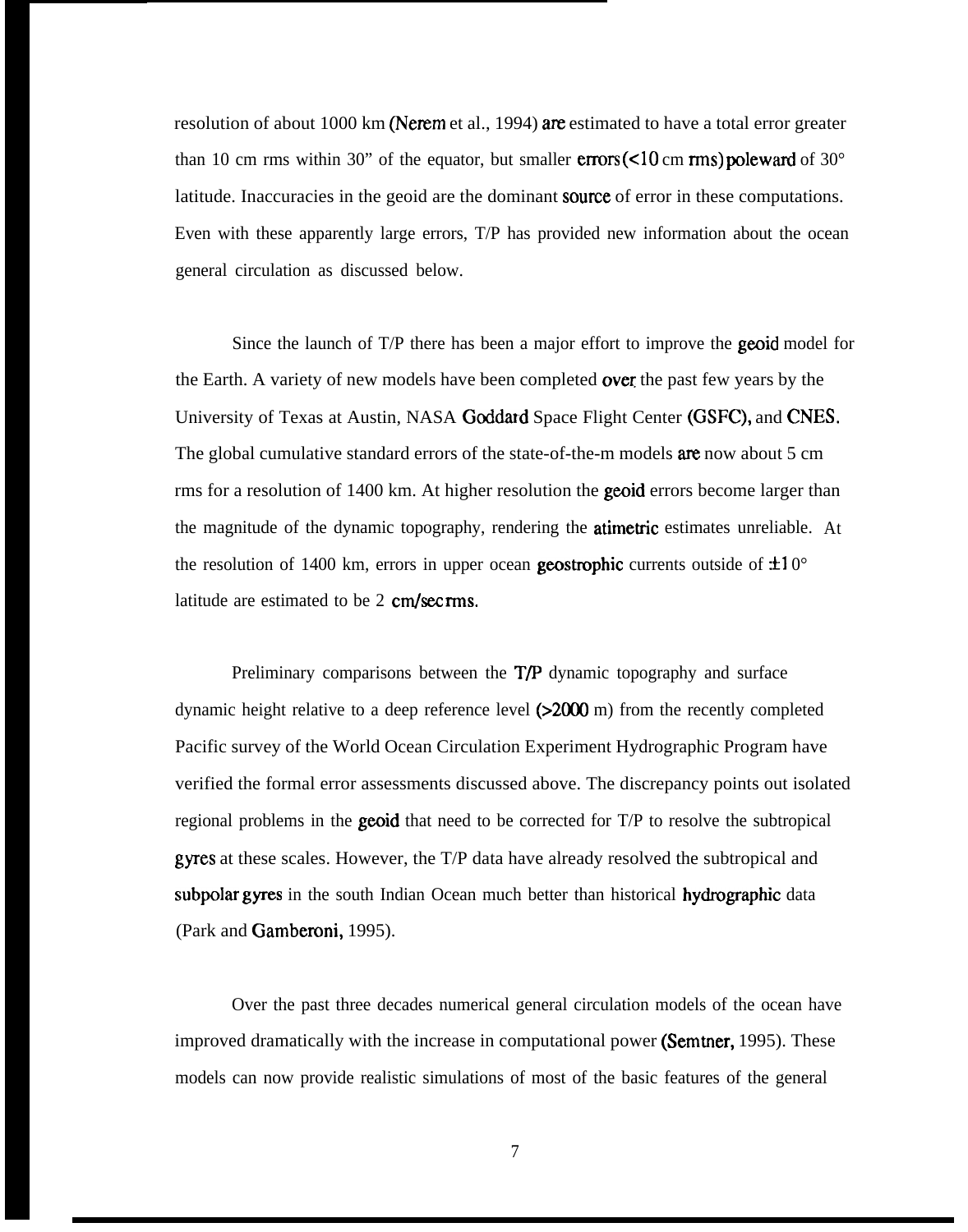resolution of about 1000 km (Nerem et al., 1994) are estimated to have a total error greater than 10 cm rms within 30" of the equator, but smaller errors (<10 cm rms) poleward of 30° latitude. Inaccuracies in the geoid are the dominant source of error in these computations. Even with these apparently large errors, T/P has provided new information about the ocean general circulation as discussed below.

Since the launch of T/P there has been a major effort to improve the geoid model for the Earth. A variety of new models have been completed over the past few years by the University of Texas at Austin, NASA Goddard Space Flight Center (GSFC), and CNES. The global cumulative standard errors of the state-of-the-m models are now about 5 cm rms for a resolution of 1400 km. At higher resolution the geoid errors become larger than the magnitude of the dynamic topography, rendering the atimetric estimates unreliable. At the resolution of 1400 km, errors in upper ocean geostrophic currents outside of ±10° latitude are estimated to be 2 cm/sec rms.

Preliminary comparisons between the T/P dynamic topography and surface dynamic height relative to a deep reference level (>2000 m) from the recently completed Pacific survey of the World Ocean Circulation Experiment Hydrographic Program have verified the formal error assessments discussed above. The discrepancy points out isolated regional problems in the geoid that need to be corrected for T/P to resolve the subtropical gyres at these scales. However, the T/P data have already resolved the subtropical and subpolar gyres in the south Indian Ocean much better than historical hydrographic data (Park and Gamberoni, 1995).

Over the past three decades numerical general circulation models of the ocean have improved dramatically with the increase in computational power (Semtner, 1995). These models can now provide realistic simulations of most of the basic features of the general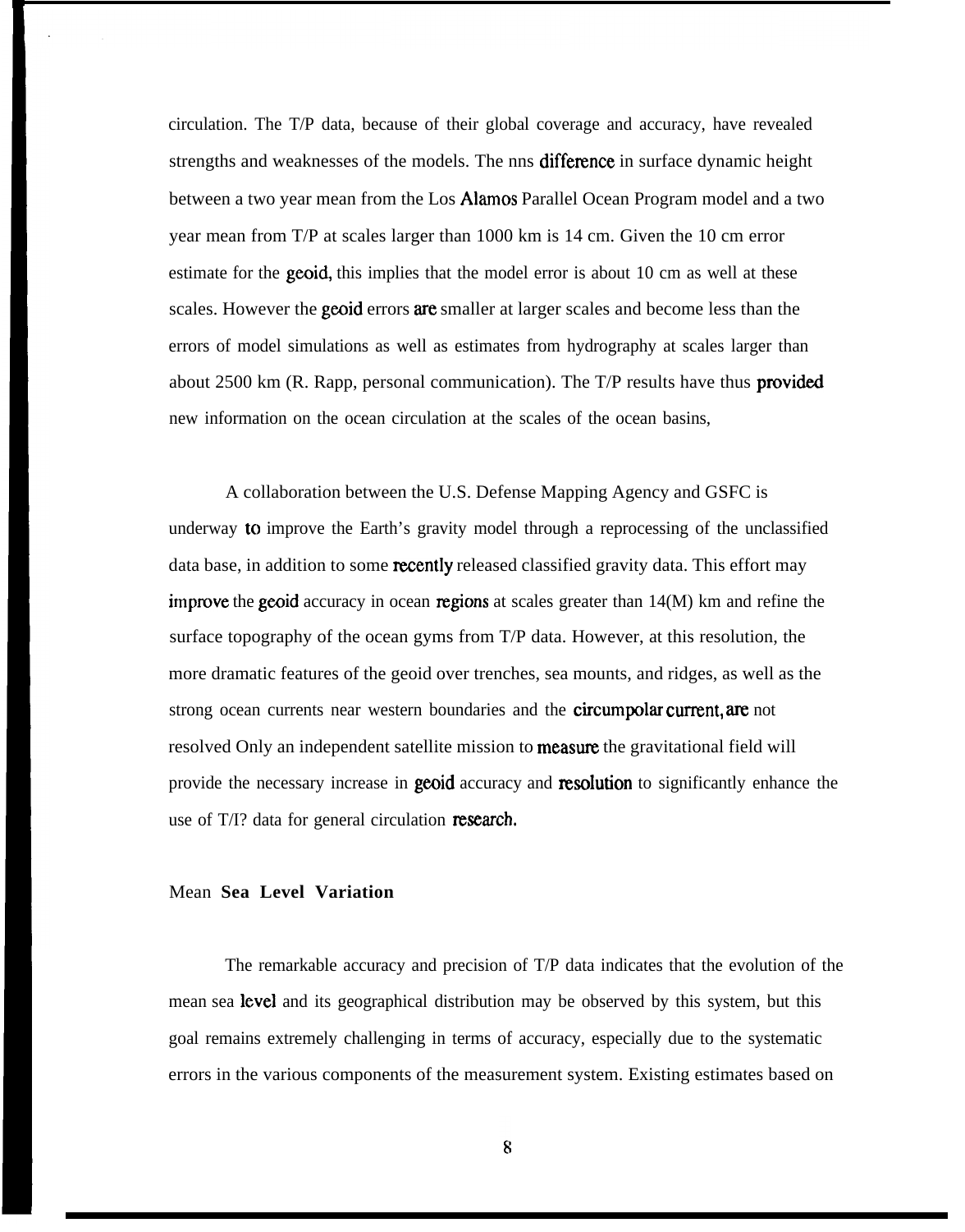circulation. The T/P data, because of their global coverage and accuracy, have revealed strengths and weaknesses of the models. The nns difference in surface dynamic height between a two year mean from the Los Alamos Parallel Ocean Program model and a two year mean from T/P at scales larger than 1000 km is 14 cm. Given the 10 cm error estimate for the geoid, this implies that the model error is about 10 cm as well at these scales. However the geoid errors are smaller at larger scales and become less than the errors of model simulations as well as estimates from hydrography at scales larger than about 2500 km (R. Rapp, personal communication). The T/P results have thus provided new information on the ocean circulation at the scales of the ocean basins,

A collaboration between the U.S. Defense Mapping Agency and GSFC is underway to improve the Earth's gravity model through a reprocessing of the unclassified data base, in addition to some recently released classified gravity data. This effort may improve the geoid accuracy in ocean regions at scales greater than 14(M) km and refine the surface topography of the ocean gyms from T/P data. However, at this resolution, the more dramatic features of the geoid over trenches, sea mounts, and ridges, as well as the strong ocean currents near western boundaries and the circumpolar current, are not resolved Only an independent satellite mission to measure the gravitational field will provide the necessary increase in geoid accuracy and resolution to significantly enhance the use of T/I? data for general circulation research.

## Mean Sea Level Variation

The remarkable accuracy and precision of T/P data indicates that the evolution of the mean sea level and its geographical distribution may be observed by this system, but this goal remains extremely challenging in terms of accuracy, especially due to the systematic errors in the various components of the measurement system. Existing estimates based on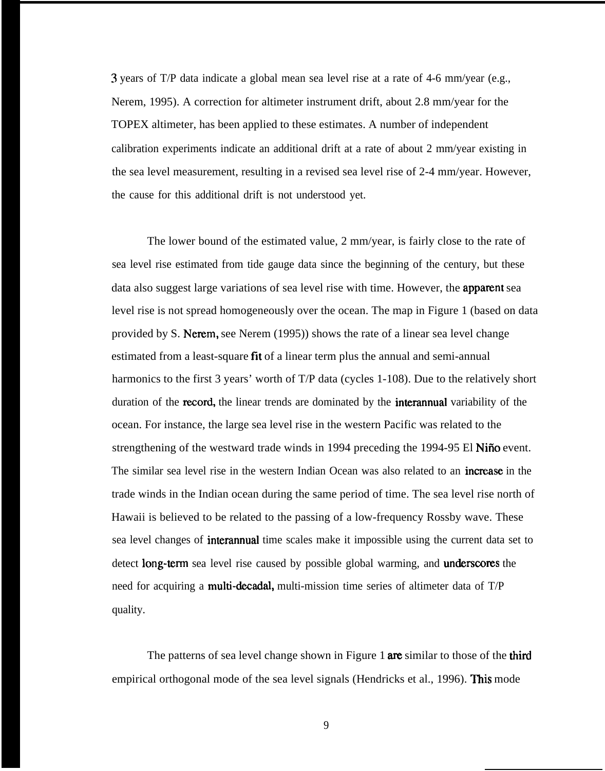3 years of T/P data indicate a global mean sea level rise at a rate of 4-6 mm/year (e.g., Nerem, 1995). A correction for altimeter instrument drift, about 2.8 mm/year for the TOPEX altimeter, has been applied to these estimates. A number of independent calibration experiments indicate an additional drift at a rate of about 2 mm/year existing in the sea level measurement, resulting in a revised sea level rise of 2-4 mm/year. However, the cause for this additional drift is not understood yet.

The lower bound of the estimated value, 2 mm/year, is fairly close to the rate of sea level rise estimated from tide gauge data since the beginning of the century, but these data also suggest large variations of sea level rise with time. However, the apparent sea level rise is not spread homogeneously over the ocean. The map in Figure 1 (based on data provided by S. Nerem, see Nerem (1995)) shows the rate of a linear sea level change estimated from a least-square fit of a linear term plus the annual and semi-annual harmonics to the first 3 years' worth of T/P data (cycles 1-108). Due to the relatively short duration of the record, the linear trends are dominated by the interannual variability of the ocean. For instance, the large sea level rise in the western Pacific was related to the strengthening of the westward trade winds in 1994 preceding the 1994-95 El Niño event. The similar sea level rise in the western Indian Ocean was also related to an increase in the trade winds in the Indian ocean during the same period of time. The sea level rise north of Hawaii is believed to be related to the passing of a low-frequency Rossby wave. These sea level changes of interannual time scales make it impossible using the current data set to detect long-term sea level rise caused by possible global warming, and underscores the need for acquiring a multi-decadal, multi-mission time series of altimeter data of T/P quality.

The patterns of sea level change shown in Figure 1 are similar to those of the third empirical orthogonal mode of the sea level signals (Hendricks et al., 1996). This mode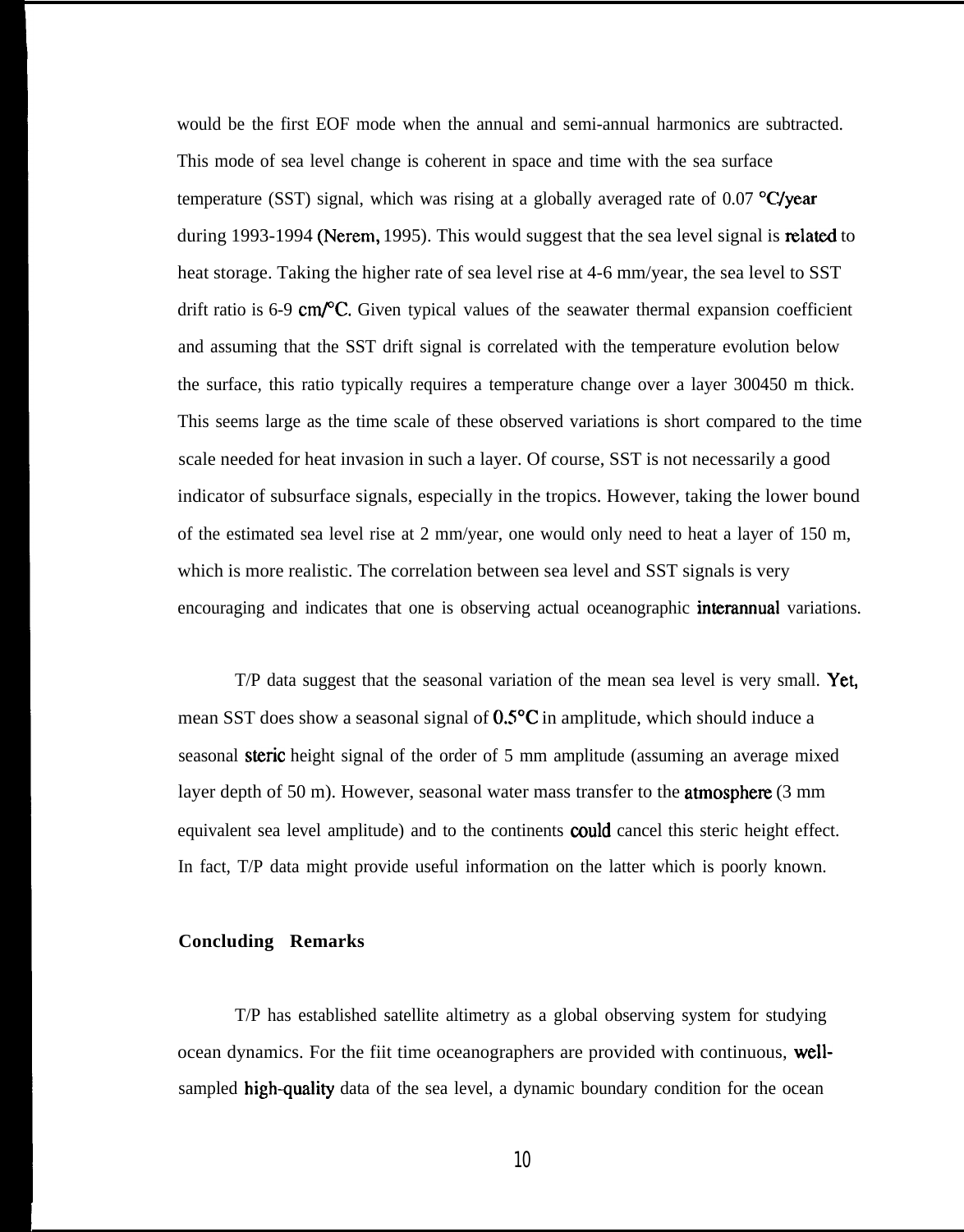would be the first EOF mode when the annual and semi-annual harmonics are subtracted. This mode of sea level change is coherent in space and time with the sea surface temperature (SST) signal, which was rising at a globally averaged rate of 0.07 °C/year during 1993-1994 (Nerem, 1995). This would suggest that the sea level signal is related to heat storage. Taking the higher rate of sea level rise at 4-6 mm/year, the sea level to SST drift ratio is 6-9 cm/°C. Given typical values of the seawater thermal expansion coefficient and assuming that the SST drift signal is correlated with the temperature evolution below the surface, this ratio typically requires a temperature change over a layer 300450 m thick. This seems large as the time scale of these observed variations is short compared to the time scale needed for heat invasion in such a layer. Of course, SST is not necessarily a good indicator of subsurface signals, especially in the tropics. However, taking the lower bound of the estimated sea level rise at 2 mm/year, one would only need to heat a layer of 150 m, which is more realistic. The correlation between sea level and SST signals is very encouraging and indicates that one is observing actual oceanographic interannual variations.

T/P data suggest that the seasonal variation of the mean sea level is very small. Yet, mean SST does show a seasonal signal of 0.5°C in amplitude, which should induce a seasonal steric height signal of the order of 5 mm amplitude (assuming an average mixed layer depth of 50 m). However, seasonal water mass transfer to the atmosphere (3 mm equivalent sea level amplitude) and to the continents could cancel this steric height effect. In fact, T/P data might provide useful information on the latter which is poorly known.

**Concluding Remarks**

T/P has established satellite altimetry as a global observing system for studying ocean dynamics. For the fiit time oceanographers are provided with continuous, well-sampled high-quality data of the sea level, a dynamic boundary condition for the ocean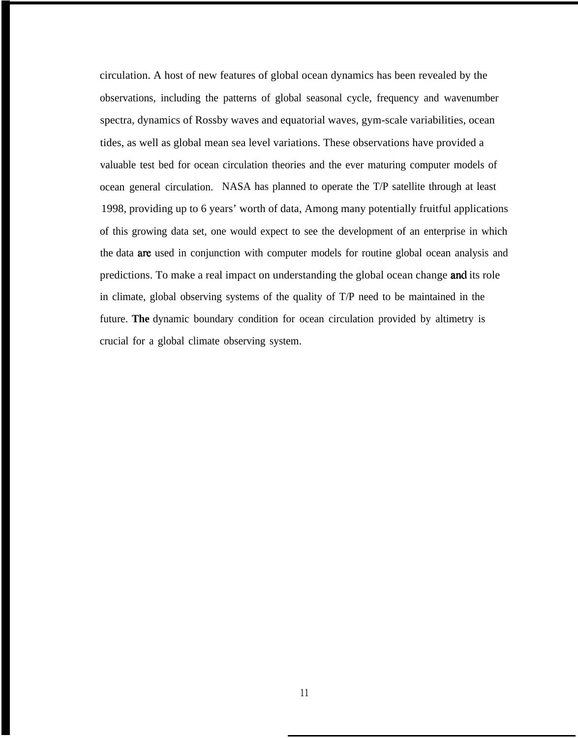circulation. A host of new features of global ocean dynamics has been revealed by the observations, including the patterns of global seasonal cycle, frequency and wavenumber spectra, dynamics of Rossby waves and equatorial waves, gym-scale variabilities, ocean tides, as well as global mean sea level variations. These observations have provided a valuable test bed for ocean circulation theories and the ever maturing computer models of ocean general circulation. NASA has planned to operate the T/P satellite through at least 1998, providing up to 6 years' worth of data, Among many potentially fruitful applications of this growing data set, one would expect to see the development of an enterprise in which the data are used in conjunction with computer models for routine global ocean analysis and predictions. To make a real impact on understanding the global ocean change and its role in climate, global observing systems of the quality of T/P need to be maintained in the future. The dynamic boundary condition for ocean circulation provided by altimetry is crucial for a global climate observing system.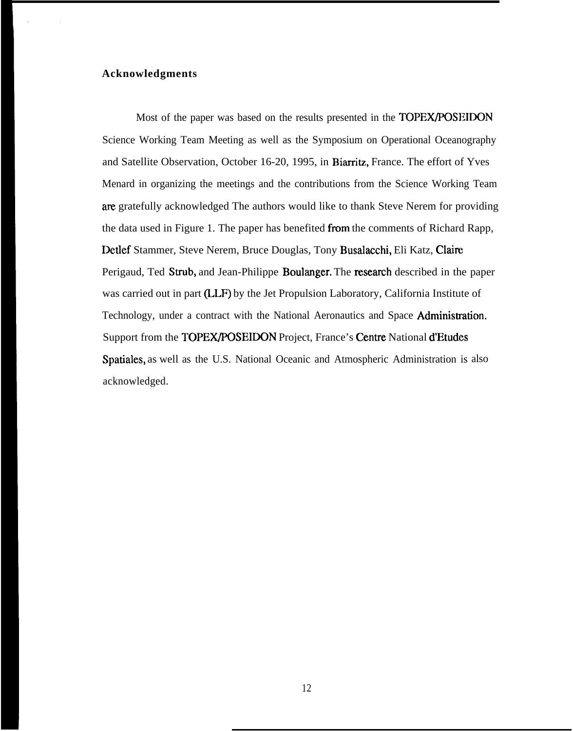## Acknowledgments

Most of the paper was based on the results presented in the TOPEX/POSEIDON Science Working Team Meeting as well as the Symposium on Operational Oceanography and Satellite Observation, October 16-20, 1995, in Biarritz, France. The effort of Yves Menard in organizing the meetings and the contributions from the Science Working Team are gratefully acknowledged The authors would like to thank Steve Nerem for providing the data used in Figure 1. The paper has benefited from the comments of Richard Rapp, Detlef Stammer, Steve Nerem, Bruce Douglas, Tony Busalacchi, Eli Katz, Claire Perigaud, Ted Strub, and Jean-Philippe Boulanger. The research described in the paper was carried out in part (LLF) by the Jet Propulsion Laboratory, California Institute of Technology, under a contract with the National Aeronautics and Space Administration. Support from the TOPEX/POSEIDON Project, France's Centre National d'Etudes Spatiales, as well as the U.S. National Oceanic and Atmospheric Administration is also acknowledged.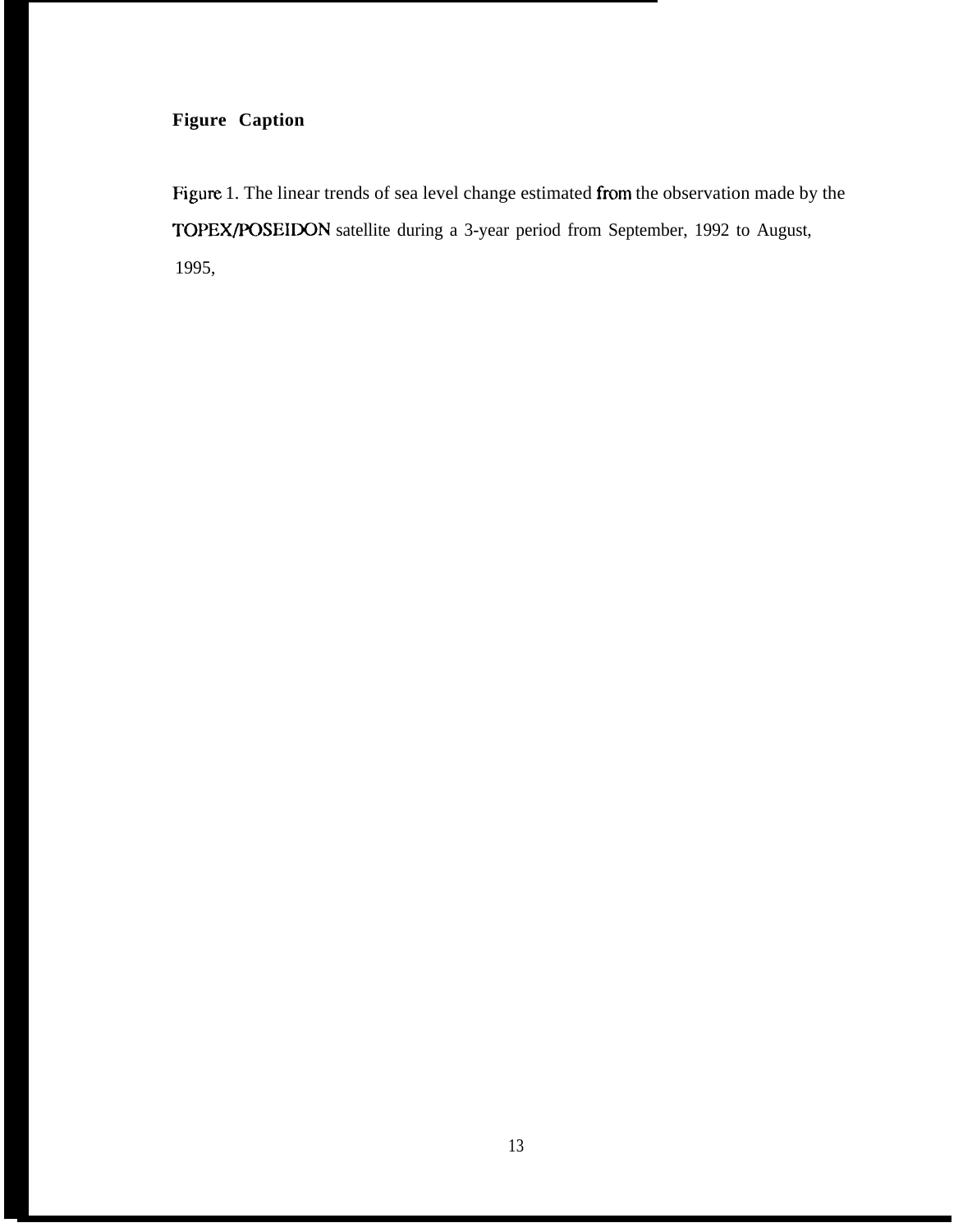**Figure Caption**

Figure 1. The linear trends of sea level change estimated from the observation made by the TOPEX/POSEIDON satellite during a 3-year period from September, 1992 to August, 1995,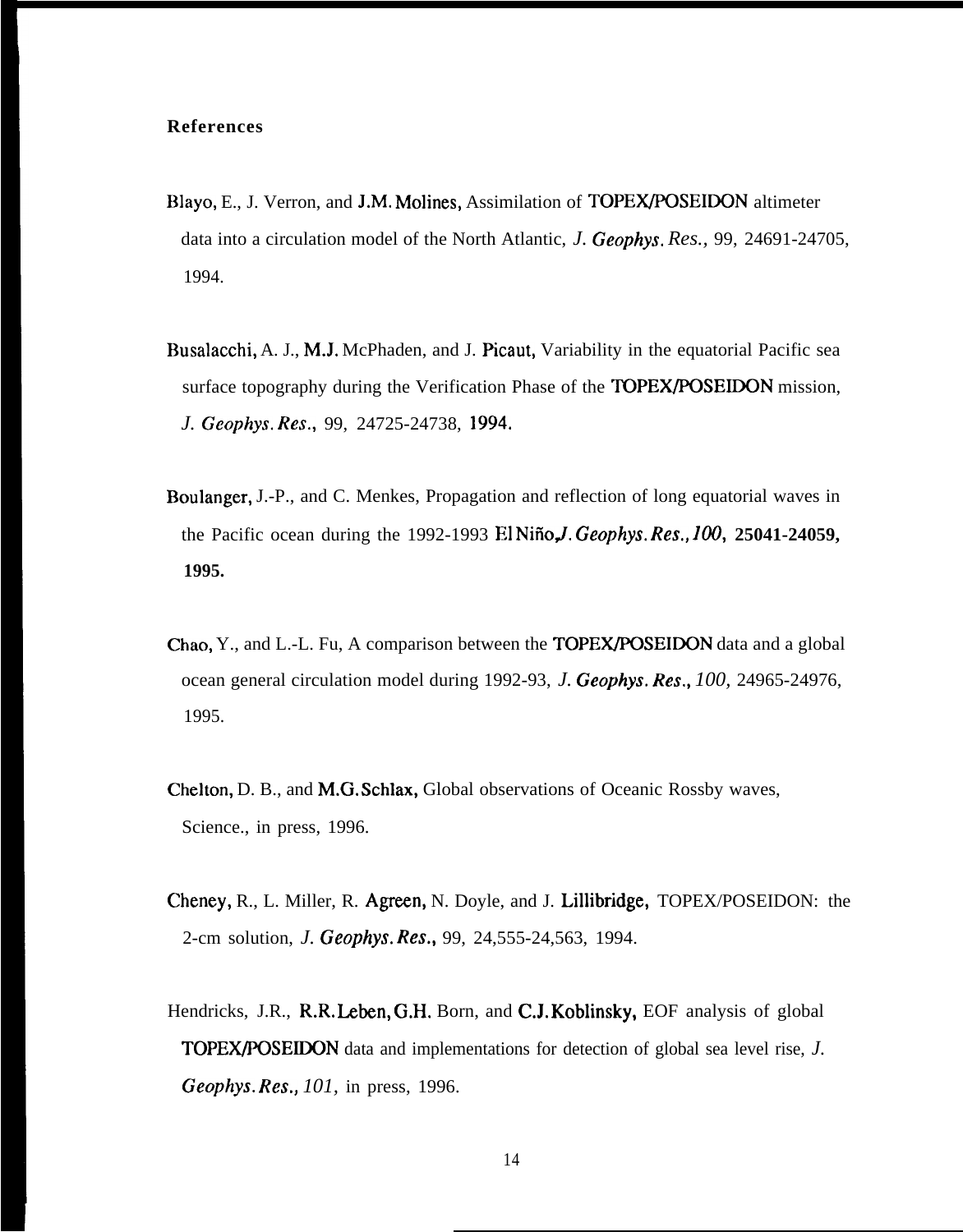## References

Blayo, E., J. Verron, and J.M. Molines, Assimilation of TOPEX/POSEIDON altimeter data into a circulation model of the North Atlantic, *J. Geophys. Res.,* 99, 24691-24705, 1994.

Busalacchi, A. J., M.J. McPhaden, and J. Picaut, Variability in the equatorial Pacific sea surface topography during the Verification Phase of the TOPEX/POSEIDON mission, *J. Geophys. Res.*, 99, 24725-24738, 1994.

Boulanger, J.-P., and C. Menkes, Propagation and reflection of long equatorial waves in the Pacific ocean during the 1992-1993 El Niño,*J. Geophys. Res., 100,* **25041-24059, 1995.**

Chao, Y., and L.-L. Fu, A comparison between the TOPEX/POSEIDON data and a global ocean general circulation model during 1992-93, *J. Geophys. Res., 100,* 24965-24976, 1995.

Chelton, D. B., and M.G. Schlax, Global observations of Oceanic Rossby waves, Science., in press, 1996.

Cheney, R., L. Miller, R. Agreen, N. Doyle, and J. Lillibridge, TOPEX/POSEIDON: the 2-cm solution, *J. Geophys. Res.*, 99, 24,555-24,563, 1994.

Hendricks, J.R., R.R. Leben, G.H. Born, and C.J. Koblinsky, EOF analysis of global TOPEX/POSEIDON data and implementations for detection of global sea level rise, *J. Geophys. Res., 101,* in press, 1996.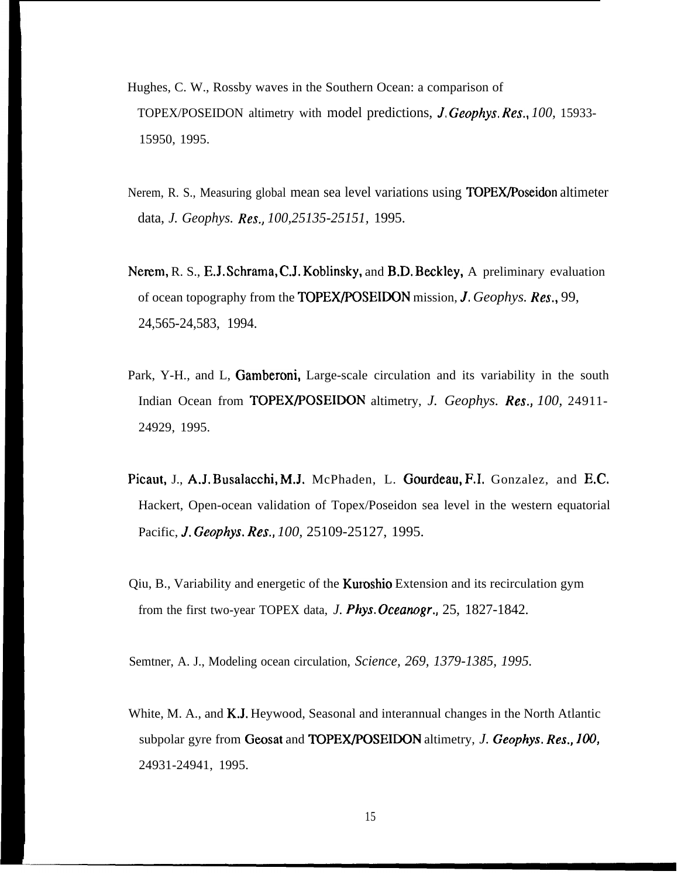Hughes, C. W., Rossby waves in the Southern Ocean: a comparison of TOPEX/POSEIDON altimetry with model predictions, *J. Geophys. Res., 100*, 15933-15950, 1995.

Nerem, R. S., Measuring global mean sea level variations using TOPEX/Poseidon altimeter data, *J. Geophys. Res., 100*,25135-25151, 1995.

Nerem, R. S., E.J. Schrama, C.J. Koblinsky, and B.D. Beckley, A preliminary evaluation of ocean topography from the TOPEX/POSEIDON mission, *J. Geophys. Res.*, 99, 24,565-24,583, 1994.

Park, Y-H., and L, Gamberoni, Large-scale circulation and its variability in the south Indian Ocean from TOPEX/POSEIDON altimetry, *J. Geophys. Res., 100*, 24911-24929, 1995.

Picaut, J., A.J. Busalacchi, M.J. McPhaden, L. Gourdeau, F.I. Gonzalez, and E.C. Hackert, Open-ocean validation of Topex/Poseidon sea level in the western equatorial Pacific, *J. Geophys. Res., 100*, 25109-25127, 1995.

Qiu, B., Variability and energetic of the Kuroshio Extension and its recirculation gym from the first two-year TOPEX data, *J. Phys. Oceanogr.*, 25, 1827-1842.

Semtner, A. J., Modeling ocean circulation, *Science, 269, 1379-1385, 1995.*

White, M. A., and K.J. Heywood, Seasonal and interannual changes in the North Atlantic subpolar gyre from Geosat and TOPEX/POSEIDON altimetry, *J. Geophys. Res., 100*, 24931-24941, 1995.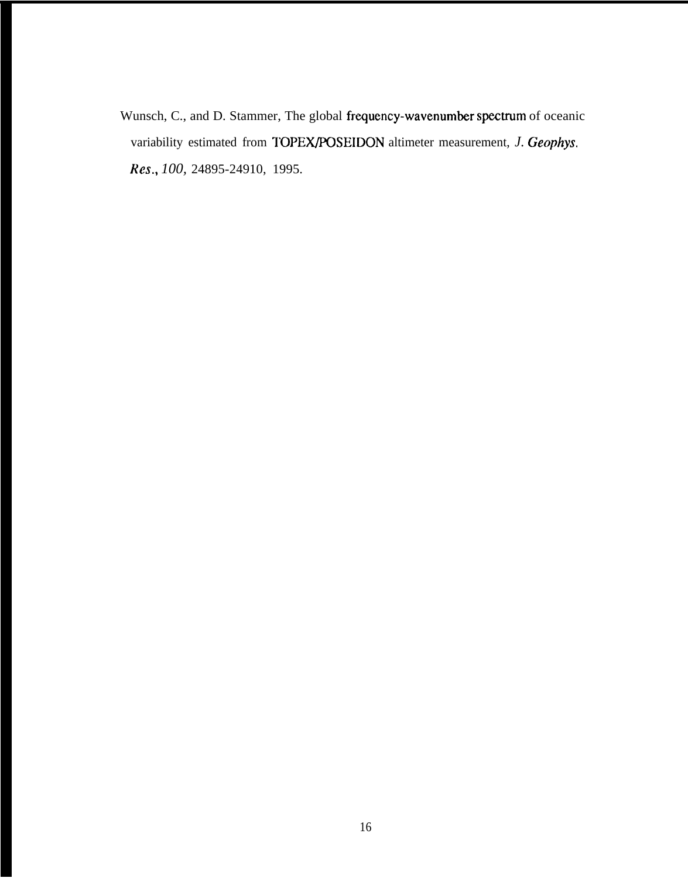Wunsch, C., and D. Stammer, The global frequency-wavenumber spectrum of oceanic variability estimated from TOPEX/POSEIDON altimeter measurement, *J. Geophys. Res.*, *100*, 24895-24910, 1995.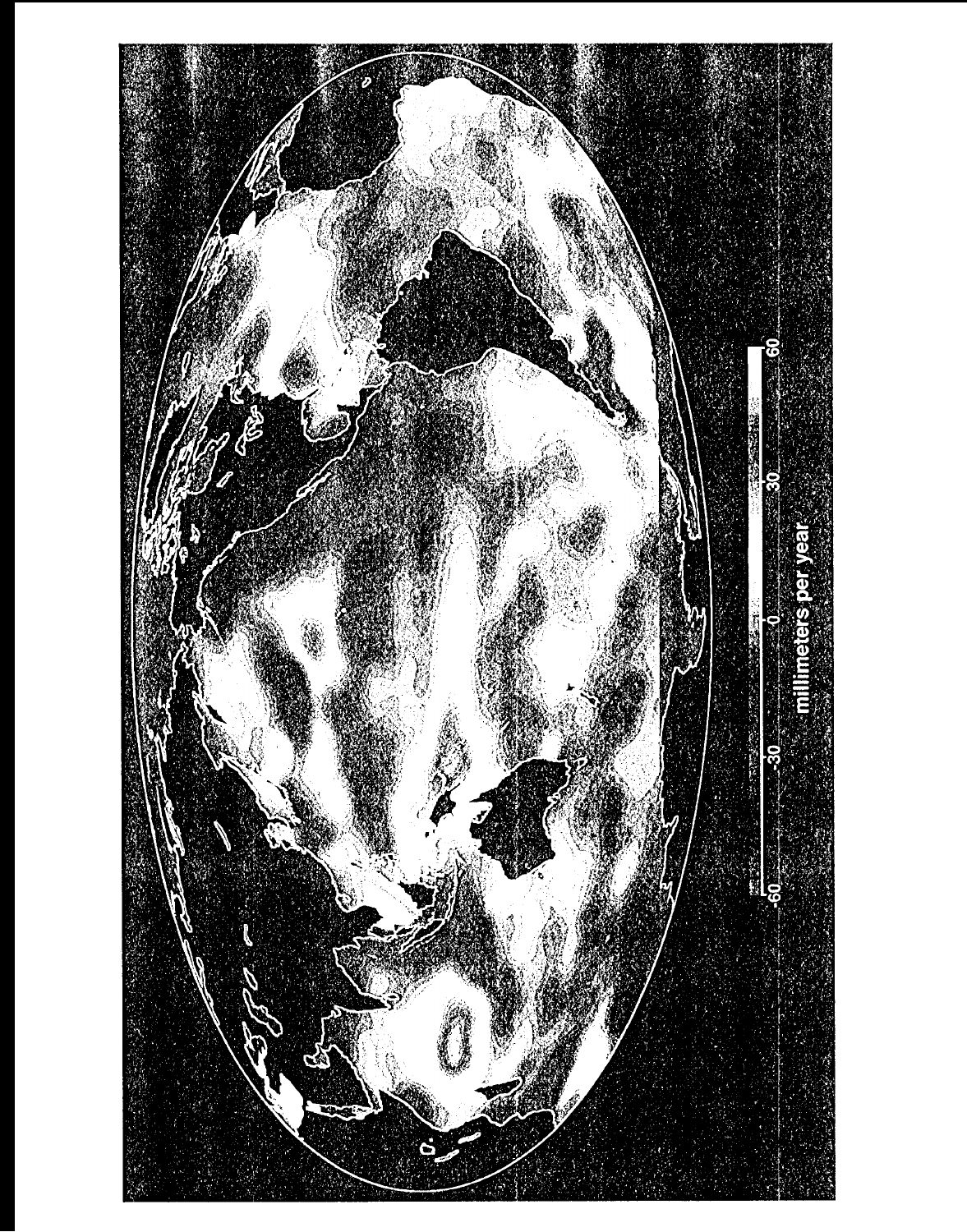-60

-30

0

30

60

millimeters per year